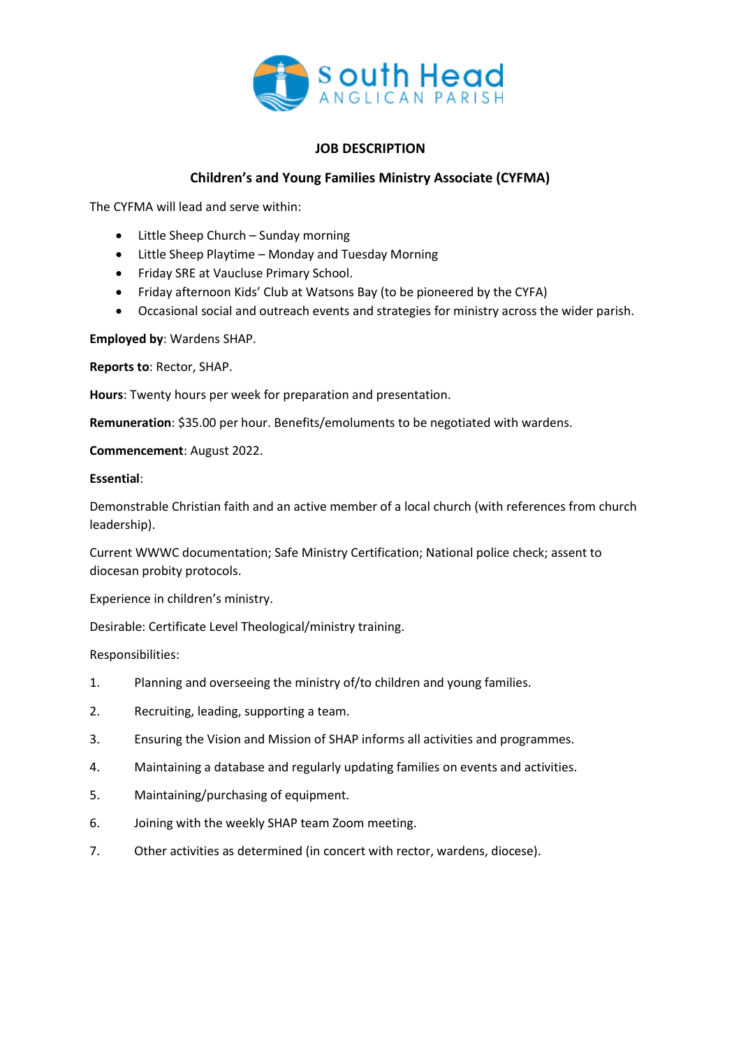South Head
ANGLICAN PARISH

# JOB DESCRIPTION

## Children's and Young Families Ministry Associate (CYFMA)

The CYFMA will lead and serve within:

- Little Sheep Church – Sunday morning
- Little Sheep Playtime – Monday and Tuesday Morning
- Friday SRE at Vaucluse Primary School.
- Friday afternoon Kids' Club at Watsons Bay (to be pioneered by the CYFA)
- Occasional social and outreach events and strategies for ministry across the wider parish.

**Employed by**: Wardens SHAP.

**Reports to**: Rector, SHAP.

**Hours**: Twenty hours per week for preparation and presentation.

**Remuneration**: $35.00 per hour. Benefits/emoluments to be negotiated with wardens.

**Commencement**: August 2022.

**Essential**:

Demonstrable Christian faith and an active member of a local church (with references from church leadership).

Current WWWC documentation; Safe Ministry Certification; National police check; assent to diocesan probity protocols.

Experience in children's ministry.

Desirable: Certificate Level Theological/ministry training.

Responsibilities:

1. Planning and overseeing the ministry of/to children and young families.
2. Recruiting, leading, supporting a team.
3. Ensuring the Vision and Mission of SHAP informs all activities and programmes.
4. Maintaining a database and regularly updating families on events and activities.
5. Maintaining/purchasing of equipment.
6. Joining with the weekly SHAP team Zoom meeting.
7. Other activities as determined (in concert with rector, wardens, diocese).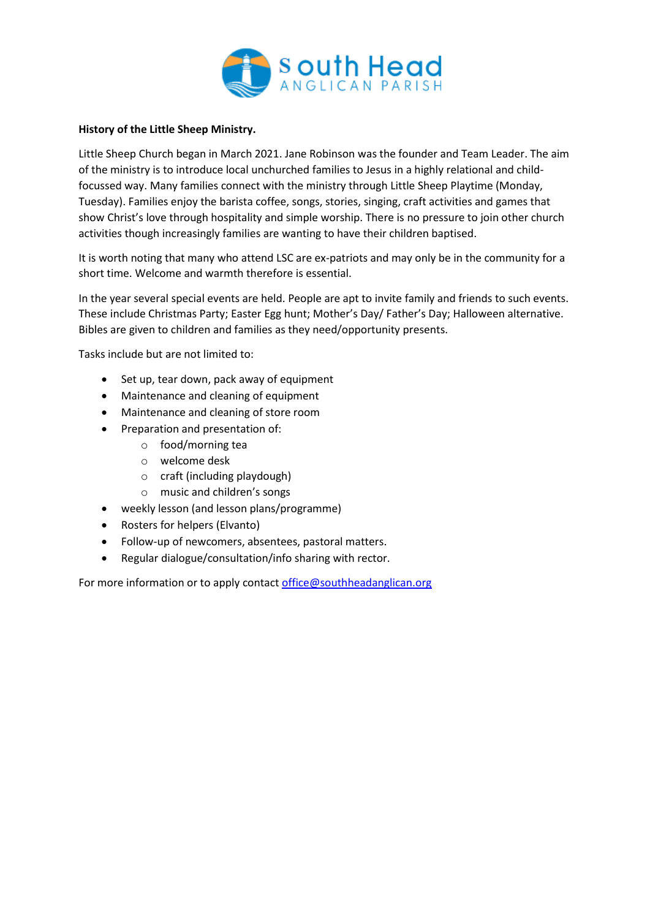**History of the Little Sheep Ministry.**

Little Sheep Church began in March 2021. Jane Robinson was the founder and Team Leader. The aim of the ministry is to introduce local unchurched families to Jesus in a highly relational and child-focussed way. Many families connect with the ministry through Little Sheep Playtime (Monday, Tuesday). Families enjoy the barista coffee, songs, stories, singing, craft activities and games that show Christ's love through hospitality and simple worship. There is no pressure to join other church activities though increasingly families are wanting to have their children baptised.

It is worth noting that many who attend LSC are ex-patriots and may only be in the community for a short time. Welcome and warmth therefore is essential.

In the year several special events are held. People are apt to invite family and friends to such events. These include Christmas Party; Easter Egg hunt; Mother's Day/ Father's Day; Halloween alternative. Bibles are given to children and families as they need/opportunity presents.

Tasks include but are not limited to:

- Set up, tear down, pack away of equipment
- Maintenance and cleaning of equipment
- Maintenance and cleaning of store room
- Preparation and presentation of:
    - food/morning tea
    - welcome desk
    - craft (including playdough)
    - music and children's songs
- weekly lesson (and lesson plans/programme)
- Rosters for helpers (Elvanto)
- Follow-up of newcomers, absentees, pastoral matters.
- Regular dialogue/consultation/info sharing with rector.

For more information or to apply contact office@southheadanglican.org